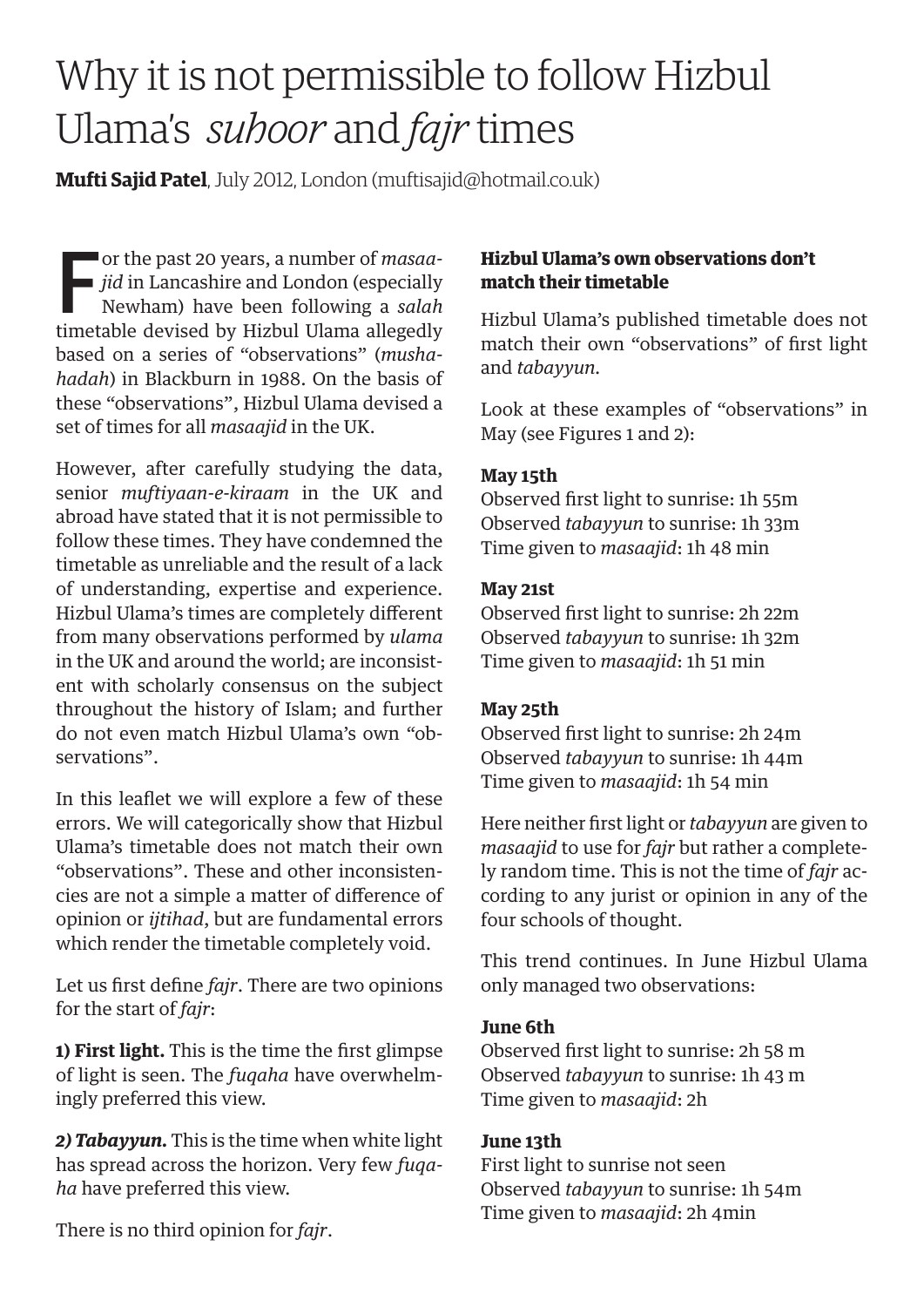# Why it is not permissible to follow Hizbul Ulama's *suhoor* and *fajr* times

**Mufti Sajid Patel**, July 2012, London (muftisajid@hotmail.co.uk)

For the past 20 years, a number of *masaajid* in Lancashire and London (especially Newham) have been following a *salah* timetable devised by Hizbul Ulama allegedly based on a series of "observations" (*mushahadah*) in Blackburn in 1988. On the basis of these "observations", Hizbul Ulama devised a set of times for all *masaajid* in the UK.

However, after carefully studying the data, senior *muftiyaan-e-kiraam* in the UK and abroad have stated that it is not permissible to follow these times. They have condemned the timetable as unreliable and the result of a lack of understanding, expertise and experience. Hizbul Ulama's times are completely different from many observations performed by *ulama* in the UK and around the world; are inconsistent with scholarly consensus on the subject throughout the history of Islam; and further do not even match Hizbul Ulama's own "observations".

In this leaflet we will explore a few of these errors. We will categorically show that Hizbul Ulama's timetable does not match their own "observations". These and other inconsistencies are not a simple a matter of difference of opinion or *ijtihad*, but are fundamental errors which render the timetable completely void.

Let us first define *fajr*. There are two opinions for the start of *fajr*:

**1) First light.** This is the time the first glimpse of light is seen. The *fuqaha* have overwhelmingly preferred this view.

***2) Tabayyun.*** This is the time when white light has spread across the horizon. Very few *fuqaha* have preferred this view.

There is no third opinion for *fajr*.

### Hizbul Ulama's own observations don't match their timetable

Hizbul Ulama's published timetable does not match their own "observations" of first light and *tabayyun*.

Look at these examples of "observations" in May (see Figures 1 and 2):

**May 15th**
Observed first light to sunrise: 1h 55m
Observed *tabayyun* to sunrise: 1h 33m
Time given to *masaajid*: 1h 48 min

**May 21st**
Observed first light to sunrise: 2h 22m
Observed *tabayyun* to sunrise: 1h 32m
Time given to *masaajid*: 1h 51 min

**May 25th**
Observed first light to sunrise: 2h 24m
Observed *tabayyun* to sunrise: 1h 44m
Time given to *masaajid*: 1h 54 min

Here neither first light or *tabayyun* are given to *masaajid* to use for *fajr* but rather a completely random time. This is not the time of *fajr* according to any jurist or opinion in any of the four schools of thought.

This trend continues. In June Hizbul Ulama only managed two observations:

**June 6th**
Observed first light to sunrise: 2h 58 m
Observed *tabayyun* to sunrise: 1h 43 m
Time given to *masaajid*: 2h

**June 13th**
First light to sunrise not seen
Observed *tabayyun* to sunrise: 1h 54m
Time given to *masaajid*: 2h 4min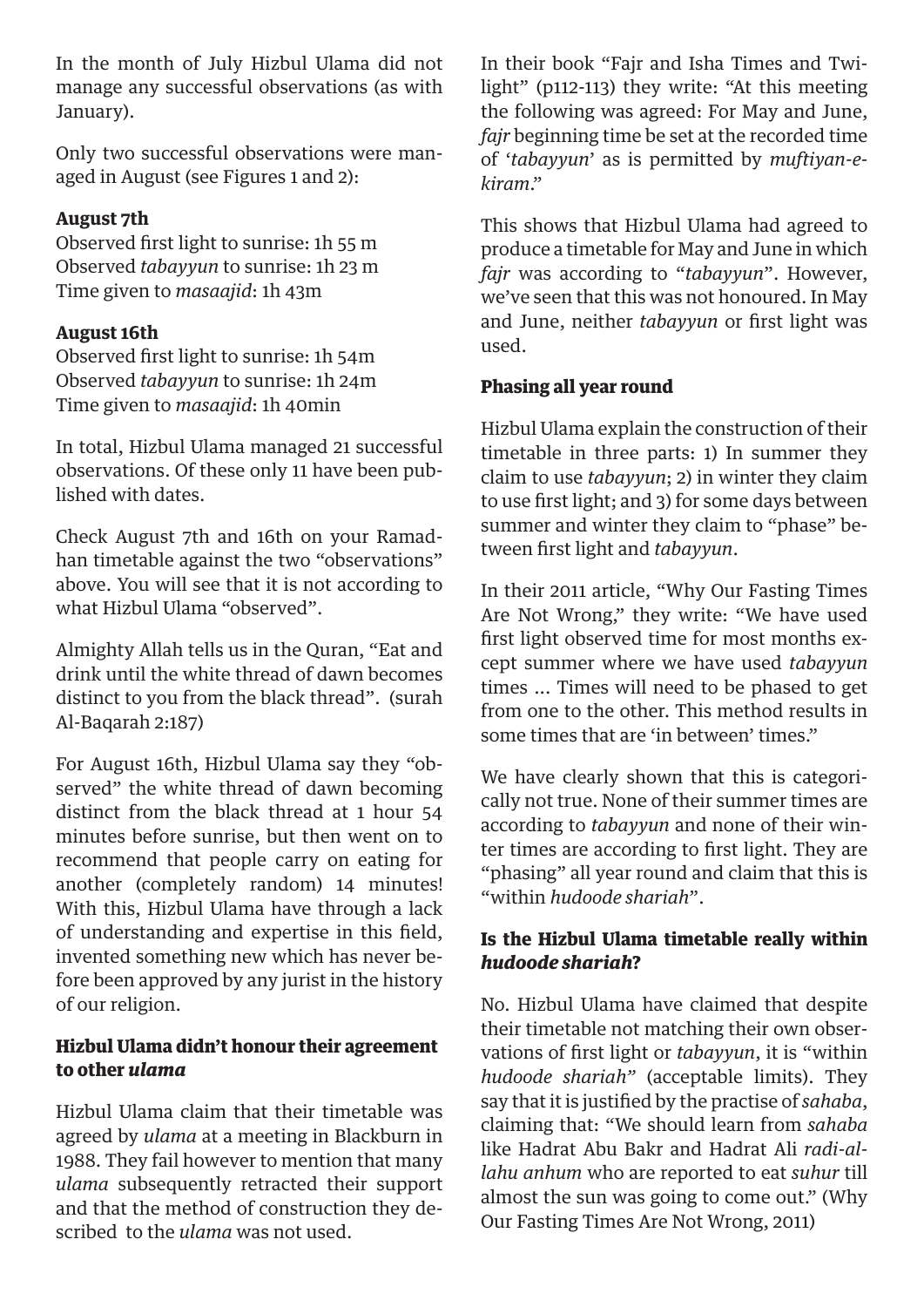In the month of July Hizbul Ulama did not manage any successful observations (as with January).

Only two successful observations were managed in August (see Figures 1 and 2):

**August 7th**
Observed first light to sunrise: 1h 55 m
Observed *tabayyun* to sunrise: 1h 23 m
Time given to *masaajid*: 1h 43m

**August 16th**
Observed first light to sunrise: 1h 54m
Observed *tabayyun* to sunrise: 1h 24m
Time given to *masaajid*: 1h 40min

In total, Hizbul Ulama managed 21 successful observations. Of these only 11 have been published with dates.

Check August 7th and 16th on your Ramadhan timetable against the two "observations" above. You will see that it is not according to what Hizbul Ulama "observed".

Almighty Allah tells us in the Quran, "Eat and drink until the white thread of dawn becomes distinct to you from the black thread". (surah Al-Baqarah 2:187)

For August 16th, Hizbul Ulama say they "observed" the white thread of dawn becoming distinct from the black thread at 1 hour 54 minutes before sunrise, but then went on to recommend that people carry on eating for another (completely random) 14 minutes! With this, Hizbul Ulama have through a lack of understanding and expertise in this field, invented something new which has never before been approved by any jurist in the history of our religion.

### Hizbul Ulama didn't honour their agreement to other *ulama*

Hizbul Ulama claim that their timetable was agreed by *ulama* at a meeting in Blackburn in 1988. They fail however to mention that many *ulama* subsequently retracted their support and that the method of construction they described to the *ulama* was not used.

In their book "Fajr and Isha Times and Twilight" (p112-113) they write: "At this meeting the following was agreed: For May and June, *fajr* beginning time be set at the recorded time of '*tabayyun*' as is permitted by *muftiyan-e-kiram*."

This shows that Hizbul Ulama had agreed to produce a timetable for May and June in which *fajr* was according to "*tabayyun*". However, we've seen that this was not honoured. In May and June, neither *tabayyun* or first light was used.

### Phasing all year round

Hizbul Ulama explain the construction of their timetable in three parts: 1) In summer they claim to use *tabayyun*; 2) in winter they claim to use first light; and 3) for some days between summer and winter they claim to "phase" between first light and *tabayyun*.

In their 2011 article, "Why Our Fasting Times Are Not Wrong," they write: "We have used first light observed time for most months except summer where we have used *tabayyun* times ... Times will need to be phased to get from one to the other. This method results in some times that are 'in between' times."

We have clearly shown that this is categorically not true. None of their summer times are according to *tabayyun* and none of their winter times are according to first light. They are "phasing" all year round and claim that this is "within *hudoode shariah*".

### Is the Hizbul Ulama timetable really within *hudoode shariah*?

No. Hizbul Ulama have claimed that despite their timetable not matching their own observations of first light or *tabayyun*, it is "within *hudoode shariah*" (acceptable limits). They say that it is justified by the practise of *sahaba*, claiming that: "We should learn from *sahaba* like Hadrat Abu Bakr and Hadrat Ali *radi-allahu anhum* who are reported to eat *suhur* till almost the sun was going to come out." (Why Our Fasting Times Are Not Wrong, 2011)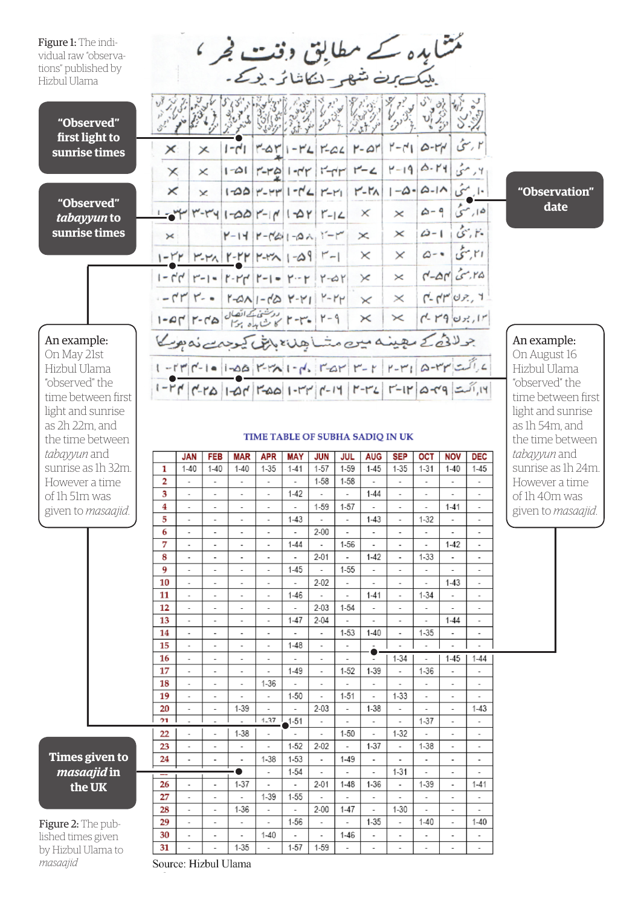Figure 1: The individual raw "observations" published by Hizbul Ulama

مشاہدہ کے مطابق وقت فجر

بلیک برن شہر - لنکاشائر - یوکے

"Observed" first light to sunrise times

"Observed" *tabayyun* to sunrise times

"Observation" date

جولائی کے مہینہ میں مشاہدہ بارش کی وجہ سے نہ ہوسکا

An example: On May 21st Hizbul Ulama "observed" the time between first light and sunrise as 2h 22m, and the time between *tabayyun* and sunrise as 1h 32m. However a time of 1h 51m was given to *masaajid*.

An example: On August 16 Hizbul Ulama "observed" the time between first light and sunrise as 1h 54m, and the time between *tabayyun* and sunrise as 1h 24m. However a time of 1h 40m was given to *masaajid*.

## TIME TABLE OF SUBHA SADIQ IN UK

| | JAN | FEB | MAR | APR | MAY | JUN | JUL | AUG | SEP | OCT | NOV | DEC |
|---|---|---|---|---|---|---|---|---|---|---|---|---|
| 1 | 1-40 | 1-40 | 1-40 | 1-35 | 1-41 | 1-57 | 1-59 | 1-45 | 1-35 | 1-31 | 1-40 | 1-45 |
| 2 | - | - | - | - | - | 1-58 | 1-58 | - | - | - | - | - |
| 3 | - | - | - | - | 1-42 | - | - | 1-44 | - | - | - | - |
| 4 | - | - | - | - | - | 1-59 | 1-57 | - | - | - | 1-41 | - |
| 5 | - | - | - | - | 1-43 | - | - | 1-43 | - | 1-32 | - | - |
| 6 | - | - | - | - | - | 2-00 | - | - | - | - | - | - |
| 7 | - | - | - | - | 1-44 | - | 1-56 | - | - | - | 1-42 | - |
| 8 | - | - | - | - | - | 2-01 | - | 1-42 | - | 1-33 | - | - |
| 9 | - | - | - | - | 1-45 | - | 1-55 | - | - | - | - | - |
| 10 | - | - | - | - | - | 2-02 | - | - | - | - | 1-43 | - |
| 11 | - | - | - | - | 1-46 | - | - | 1-41 | - | 1-34 | - | - |
| 12 | - | - | - | - | - | 2-03 | 1-54 | - | - | - | - | - |
| 13 | - | - | - | - | 1-47 | 2-04 | - | - | - | - | 1-44 | - |
| 14 | - | - | - | - | - | - | 1-53 | 1-40 | - | 1-35 | - | - |
| 15 | - | - | - | - | 1-48 | - | - | - | - | - | - | - |
| 16 | - | - | - | - | - | - | - | | 1-34 | - | 1-45 | 1-44 |
| 17 | - | - | - | - | 1-49 | - | 1-52 | 1-39 | - | 1-36 | - | - |
| 18 | - | - | - | 1-36 | - | - | - | - | - | - | - | - |
| 19 | - | - | - | - | 1-50 | - | 1-51 | - | 1-33 | - | - | - |
| 20 | - | - | 1-39 | - | - | 2-03 | - | 1-38 | - | - | - | 1-43 |
| 21 | - | - | - | 1-37 | 1-51 | - | - | - | - | 1-37 | - | - |
| 22 | - | - | 1-38 | - | - | - | 1-50 | - | 1-32 | - | - | - |
| 23 | - | - | - | - | 1-52 | 2-02 | - | 1-37 | - | 1-38 | - | - |
| 24 | - | - | - | 1-38 | 1-53 | - | 1-49 | - | - | - | - | - |
| 25 | - | - | - | - | 1-54 | - | - | - | 1-31 | - | - | - |
| 26 | - | - | 1-37 | - | - | 2-01 | 1-48 | 1-36 | - | 1-39 | - | 1-41 |
| 27 | - | - | - | 1-39 | 1-55 | - | - | - | - | - | - | - |
| 28 | - | - | 1-36 | - | - | 2-00 | 1-47 | - | 1-30 | - | - | - |
| 29 | - | - | - | - | 1-56 | - | - | 1-35 | - | 1-40 | - | 1-40 |
| 30 | - | - | - | 1-40 | - | - | 1-46 | - | - | - | - | - |
| 31 | - | - | 1-35 | - | 1-57 | 1-59 | - | - | - | - | - | - |

Source: Hizbul Ulama

Times given to *masaajid* in the UK

Figure 2: The published times given by Hizbul Ulama to *masaajid*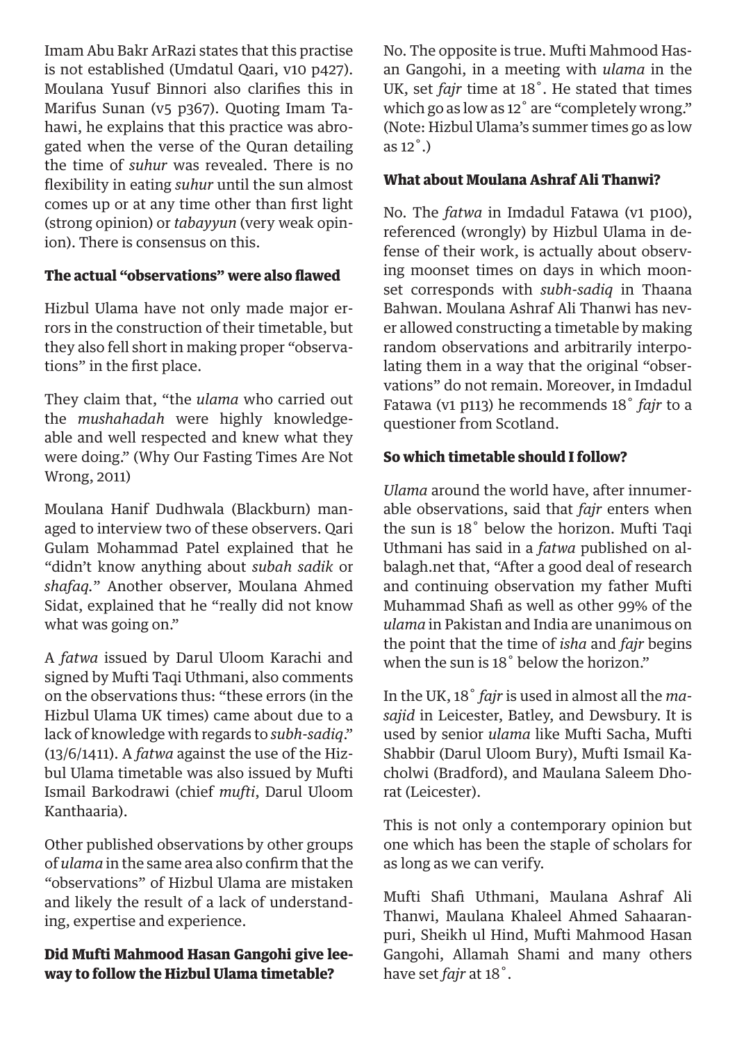Imam Abu Bakr ArRazi states that this practise is not established (Umdatul Qaari, v10 p427). Moulana Yusuf Binnori also clarifies this in Marifus Sunan (v5 p367). Quoting Imam Tahawi, he explains that this practice was abrogated when the verse of the Quran detailing the time of *suhur* was revealed. There is no flexibility in eating *suhur* until the sun almost comes up or at any time other than first light (strong opinion) or *tabayyun* (very weak opinion). There is consensus on this.

### The actual "observations" were also flawed

Hizbul Ulama have not only made major errors in the construction of their timetable, but they also fell short in making proper "observations" in the first place.

They claim that, "the *ulama* who carried out the *mushahadah* were highly knowledgeable and well respected and knew what they were doing." (Why Our Fasting Times Are Not Wrong, 2011)

Moulana Hanif Dudhwala (Blackburn) managed to interview two of these observers. Qari Gulam Mohammad Patel explained that he "didn't know anything about *subah sadik* or *shafaq*." Another observer, Moulana Ahmed Sidat, explained that he "really did not know what was going on."

A *fatwa* issued by Darul Uloom Karachi and signed by Mufti Taqi Uthmani, also comments on the observations thus: "these errors (in the Hizbul Ulama UK times) came about due to a lack of knowledge with regards to *subh-sadiq*." (13/6/1411). A *fatwa* against the use of the Hizbul Ulama timetable was also issued by Mufti Ismail Barkodrawi (chief *mufti*, Darul Uloom Kanthaaria).

Other published observations by other groups of *ulama* in the same area also confirm that the "observations" of Hizbul Ulama are mistaken and likely the result of a lack of understanding, expertise and experience.

### Did Mufti Mahmood Hasan Gangohi give leeway to follow the Hizbul Ulama timetable?

No. The opposite is true. Mufti Mahmood Hasan Gangohi, in a meeting with *ulama* in the UK, set *fajr* time at 18˚. He stated that times which go as low as 12˚ are "completely wrong." (Note: Hizbul Ulama's summer times go as low as 12˚.)

### What about Moulana Ashraf Ali Thanwi?

No. The *fatwa* in Imdadul Fatawa (v1 p100), referenced (wrongly) by Hizbul Ulama in defense of their work, is actually about observing moonset times on days in which moonset corresponds with *subh-sadiq* in Thaana Bahwan. Moulana Ashraf Ali Thanwi has never allowed constructing a timetable by making random observations and arbitrarily interpolating them in a way that the original "observations" do not remain. Moreover, in Imdadul Fatawa (v1 p113) he recommends 18˚ *fajr* to a questioner from Scotland.

### So which timetable should I follow?

*Ulama* around the world have, after innumerable observations, said that *fajr* enters when the sun is 18˚ below the horizon. Mufti Taqi Uthmani has said in a *fatwa* published on albalagh.net that, "After a good deal of research and continuing observation my father Mufti Muhammad Shafi as well as other 99% of the *ulama* in Pakistan and India are unanimous on the point that the time of *isha* and *fajr* begins when the sun is 18˚ below the horizon."

In the UK, 18˚ *fajr* is used in almost all the *masajid* in Leicester, Batley, and Dewsbury. It is used by senior *ulama* like Mufti Sacha, Mufti Shabbir (Darul Uloom Bury), Mufti Ismail Kacholwi (Bradford), and Maulana Saleem Dhorat (Leicester).

This is not only a contemporary opinion but one which has been the staple of scholars for as long as we can verify.

Mufti Shafi Uthmani, Maulana Ashraf Ali Thanwi, Maulana Khaleel Ahmed Sahaaranpuri, Sheikh ul Hind, Mufti Mahmood Hasan Gangohi, Allamah Shami and many others have set *fajr* at 18˚.